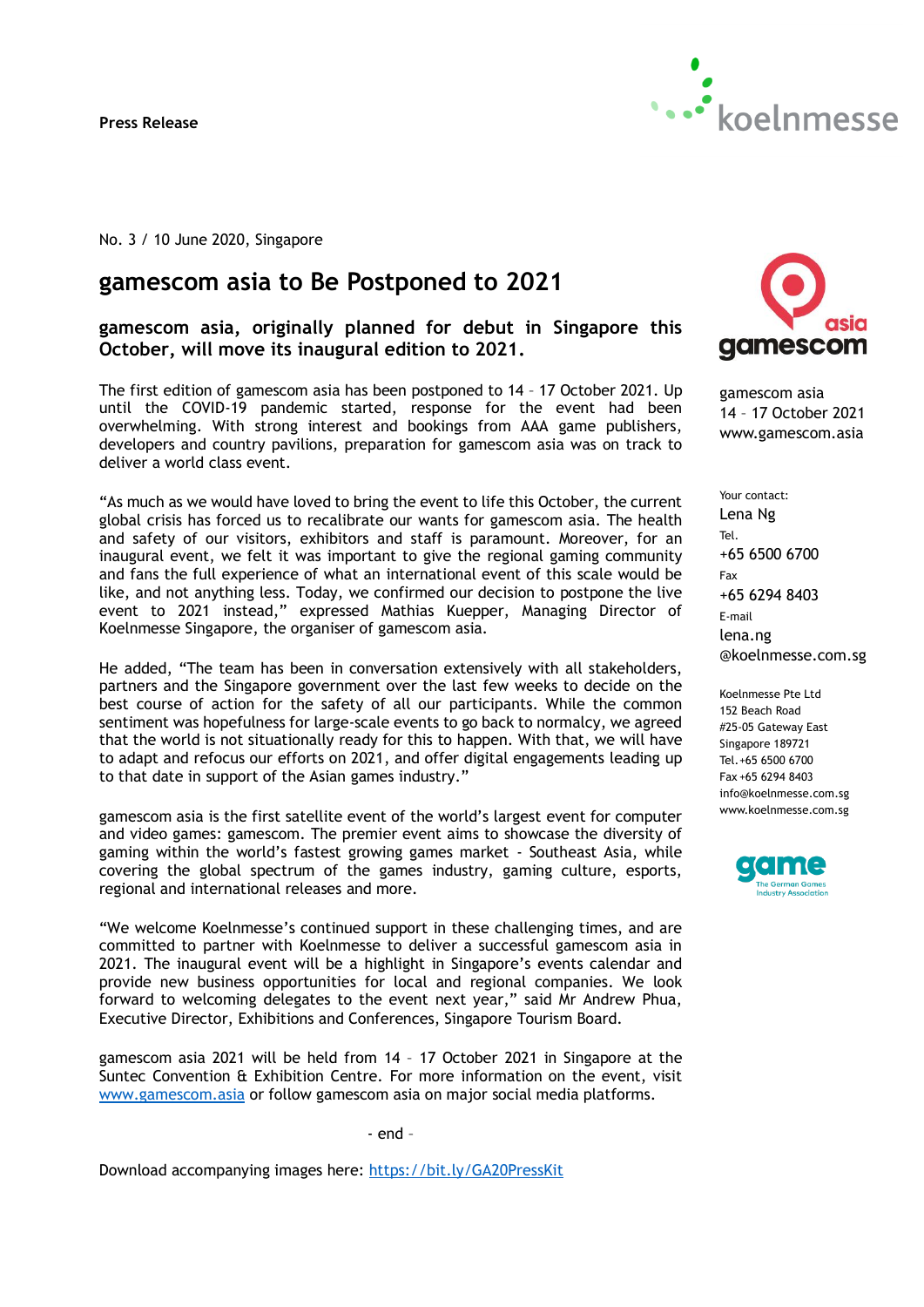**Press Release**

No. 3 / 10 June 2020, Singapore

# gamescom asia to Be Postponed to 2021

## gamescom asia, originally planned for debut in Singapore this October, will move its inaugural edition to 2021.

The first edition of gamescom asia has been postponed to 14 – 17 October 2021. Up until the COVID-19 pandemic started, response for the event had been overwhelming. With strong interest and bookings from AAA game publishers, developers and country pavilions, preparation for gamescom asia was on track to deliver a world class event.

"As much as we would have loved to bring the event to life this October, the current global crisis has forced us to recalibrate our wants for gamescom asia. The health and safety of our visitors, exhibitors and staff is paramount. Moreover, for an inaugural event, we felt it was important to give the regional gaming community and fans the full experience of what an international event of this scale would be like, and not anything less. Today, we confirmed our decision to postpone the live event to 2021 instead," expressed Mathias Kuepper, Managing Director of Koelnmesse Singapore, the organiser of gamescom asia.

He added, "The team has been in conversation extensively with all stakeholders, partners and the Singapore government over the last few weeks to decide on the best course of action for the safety of all our participants. While the common sentiment was hopefulness for large-scale events to go back to normalcy, we agreed that the world is not situationally ready for this to happen. With that, we will have to adapt and refocus our efforts on 2021, and offer digital engagements leading up to that date in support of the Asian games industry."

gamescom asia is the first satellite event of the world's largest event for computer and video games: gamescom. The premier event aims to showcase the diversity of gaming within the world's fastest growing games market - Southeast Asia, while covering the global spectrum of the games industry, gaming culture, esports, regional and international releases and more.

"We welcome Koelnmesse's continued support in these challenging times, and are committed to partner with Koelnmesse to deliver a successful gamescom asia in 2021. The inaugural event will be a highlight in Singapore's events calendar and provide new business opportunities for local and regional companies. We look forward to welcoming delegates to the event next year," said Mr Andrew Phua, Executive Director, Exhibitions and Conferences, Singapore Tourism Board.

gamescom asia 2021 will be held from 14 – 17 October 2021 in Singapore at the Suntec Convention & Exhibition Centre. For more information on the event, visit www.gamescom.asia or follow gamescom asia on major social media platforms.

- end -

Download accompanying images here: https://bit.ly/GA20PressKit

gamescom asia
14 – 17 October 2021
www.gamescom.asia

Your contact:
Lena Ng
Tel.
+65 6500 6700
Fax
+65 6294 8403
E-mail
lena.ng@koelnmesse.com.sg

Koelnmesse Pte Ltd
152 Beach Road
#25-05 Gateway East
Singapore 189721
Tel. +65 6500 6700
Fax +65 6294 8403
info@koelnmesse.com.sg
www.koelnmesse.com.sg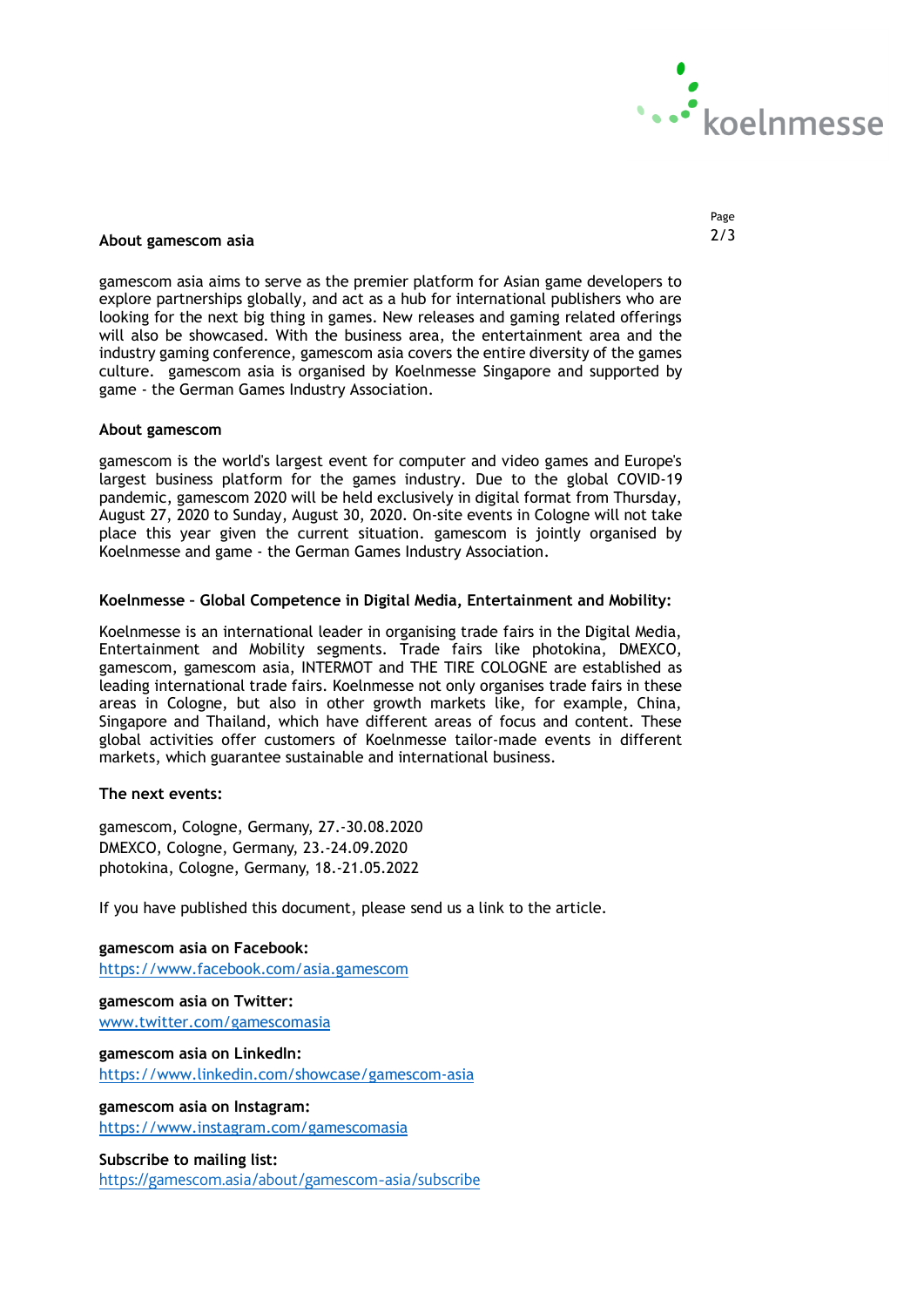**About gamescom asia**

gamescom asia aims to serve as the premier platform for Asian game developers to explore partnerships globally, and act as a hub for international publishers who are looking for the next big thing in games. New releases and gaming related offerings will also be showcased. With the business area, the entertainment area and the industry gaming conference, gamescom asia covers the entire diversity of the games culture. gamescom asia is organised by Koelnmesse Singapore and supported by game - the German Games Industry Association.

**About gamescom**

gamescom is the world's largest event for computer and video games and Europe's largest business platform for the games industry. Due to the global COVID-19 pandemic, gamescom 2020 will be held exclusively in digital format from Thursday, August 27, 2020 to Sunday, August 30, 2020. On-site events in Cologne will not take place this year given the current situation. gamescom is jointly organised by Koelnmesse and game - the German Games Industry Association.

**Koelnmesse – Global Competence in Digital Media, Entertainment and Mobility:**

Koelnmesse is an international leader in organising trade fairs in the Digital Media, Entertainment and Mobility segments. Trade fairs like photokina, DMEXCO, gamescom, gamescom asia, INTERMOT and THE TIRE COLOGNE are established as leading international trade fairs. Koelnmesse not only organises trade fairs in these areas in Cologne, but also in other growth markets like, for example, China, Singapore and Thailand, which have different areas of focus and content. These global activities offer customers of Koelnmesse tailor-made events in different markets, which guarantee sustainable and international business.

**The next events:**

gamescom, Cologne, Germany, 27.-30.08.2020
DMEXCO, Cologne, Germany, 23.-24.09.2020
photokina, Cologne, Germany, 18.-21.05.2022

If you have published this document, please send us a link to the article.

**gamescom asia on Facebook:**
https://www.facebook.com/asia.gamescom

**gamescom asia on Twitter:**
www.twitter.com/gamescomasia

**gamescom asia on LinkedIn:**
https://www.linkedin.com/showcase/gamescom-asia

**gamescom asia on Instagram:**
https://www.instagram.com/gamescomasia

**Subscribe to mailing list:**
https://gamescom.asia/about/gamescom-asia/subscribe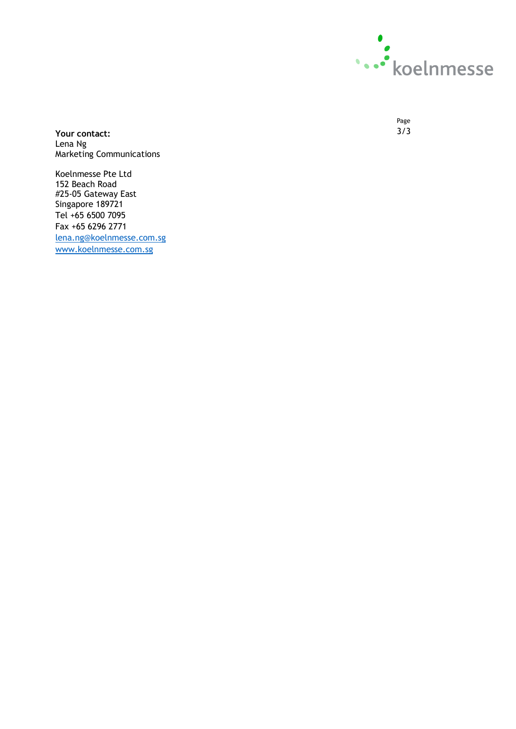**Your contact:**
Lena Ng
Marketing Communications

Koelnmesse Pte Ltd
152 Beach Road
#25-05 Gateway East
Singapore 189721
Tel +65 6500 7095
Fax +65 6296 2771
lena.ng@koelnmesse.com.sg
www.koelnmesse.com.sg